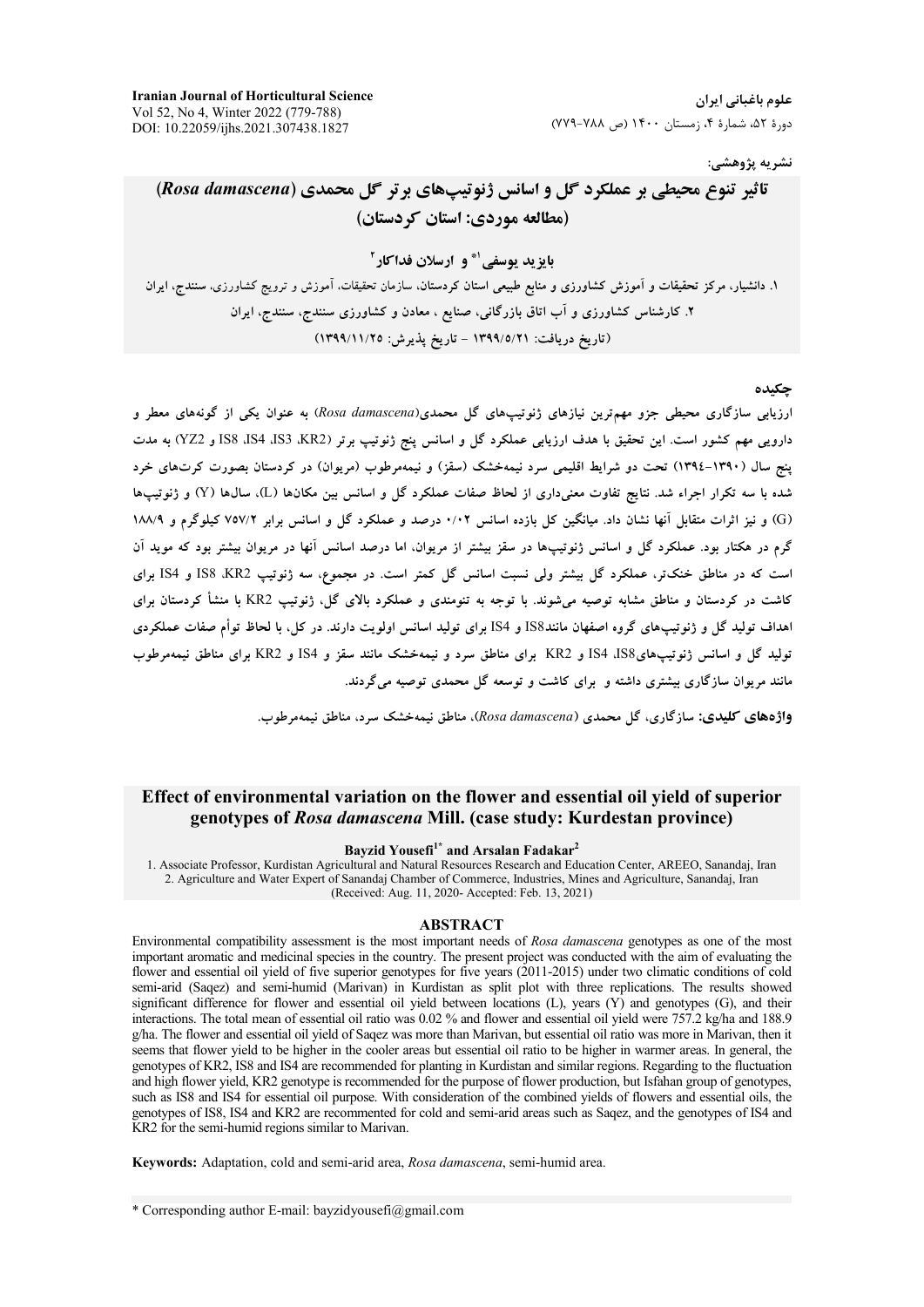نشریه پژوهشی:

# تاثیر تنوع محیطی بر عملکرد گل و اسانس ژنوتیپ‌های برتر گل محمدی (*Rosa damascena*) (مطالعه موردی: استان کردستان)

**بایزید یوسفی[1*] و ارسلان فداکار[2]**

۱. دانشیار، مرکز تحقیقات و آموزش کشاورزی و منابع طبیعی استان کردستان، سازمان تحقیقات، آموزش و ترویج کشاورزی، سنندج، ایران

۲. کارشناس کشاورزی و آب اتاق بازرگانی، صنایع ، معادن و کشاورزی سنندج، سنندج، ایران

(تاریخ دریافت: ۱۳۹۹/۵/۲۱ - تاریخ پذیرش: ۱۳۹۹/۱۱/۲۵)

## چکیده

ارزیابی سازگاری محیطی جزو مهم‌ترین نیازهای ژنوتیپ‌های گل محمدی(*Rosa damascena*) به عنوان یکی از گونه‌های معطر و دارویی مهم کشور است. این تحقیق با هدف ارزیابی عملکرد گل و اسانس پنج ژنوتیپ برتر (KR2، IS3، IS4، IS8 و YZ2) به مدت پنج سال (۱۳۹۰-۱۳۹۴) تحت دو شرایط اقلیمی سرد نیمه‌خشک (سقز) و نیمه‌مرطوب (مریوان) در کردستان بصورت کرت‌های خرد شده با سه تکرار اجراء شد. نتایج تفاوت معنی‌داری از لحاظ صفات عملکرد گل و اسانس بین مکان‌ها (L)، سال‌ها (Y) و ژنوتیپ‌ها (G) و نیز اثرات متقابل آنها نشان داد. میانگین کل بازده اسانس ۰/۰۲ درصد و عملکرد گل و اسانس برابر ۷۵۷/۲ کیلوگرم و ۱۸۸/۹ گرم در هکتار بود. عملکرد گل و اسانس ژنوتیپ‌ها در سقز بیشتر از مریوان، اما درصد اسانس آنها در مریوان بیشتر بود که موید آن است که در مناطق خنک‌تر، عملکرد گل بیشتر ولی نسبت اسانس گل کمتر است. در مجموع، سه ژنوتیپ KR2، IS8 و IS4 برای کاشت در کردستان و مناطق مشابه توصیه می‌شوند. با توجه به تنومندی و عملکرد بالای گل، ژنوتیپ KR2 با منشأ کردستان برای اهداف تولید گل و ژنوتیپ‌های گروه اصفهان مانند IS8 و IS4 برای تولید اسانس اولویت دارند. در کل، با لحاظ توأم صفات عملکردی تولید گل و اسانس ژنوتیپ‌های IS8، IS4 و KR2 برای مناطق سرد و نیمه‌خشک مانند سقز و IS4 و KR2 برای مناطق نیمه‌مرطوب مانند مریوان سازگاری بیشتری داشته و برای کاشت و توسعه گل محمدی توصیه می‌گردند.

**واژه‌های کلیدی:** سازگاری، گل محمدی (*Rosa damascena*)، مناطق نیمه‌خشک سرد، مناطق نیمه‌مرطوب.

# Effect of environmental variation on the flower and essential oil yield of superior genotypes of *Rosa damascena* Mill. (case study: Kurdestan province)

**Bayzid Yousefi[1*] and Arsalan Fadakar[2]**

1. Associate Professor, Kurdistan Agricultural and Natural Resources Research and Education Center, AREEO, Sanandaj, Iran
2. Agriculture and Water Expert of Sanandaj Chamber of Commerce, Industries, Mines and Agriculture, Sanandaj, Iran

(Received: Aug. 11, 2020- Accepted: Feb. 13, 2021)

## ABSTRACT

Environmental compatibility assessment is the most important needs of *Rosa damascena* genotypes as one of the most important aromatic and medicinal species in the country. The present project was conducted with the aim of evaluating the flower and essential oil yield of five superior genotypes for five years (2011-2015) under two climatic conditions of cold semi-arid (Saqez) and semi-humid (Marivan) in Kurdistan as split plot with three replications. The results showed significant difference for flower and essential oil yield between locations (L), years (Y) and genotypes (G), and their interactions. The total mean of essential oil ratio was 0.02 % and flower and essential oil yield were 757.2 kg/ha and 188.9 g/ha. The flower and essential oil yield of Saqez was more than Marivan, but essential oil ratio was more in Marivan, then it seems that flower yield to be higher in the cooler areas but essential oil ratio to be higher in warmer areas. In general, the genotypes of KR2, IS8 and IS4 are recommended for planting in Kurdistan and similar regions. Regarding to the fluctuation and high flower yield, KR2 genotype is recommended for the purpose of flower production, but Isfahan group of genotypes, such as IS8 and IS4 for essential oil purpose. With consideration of the combined yields of flowers and essential oils, the genotypes of IS8, IS4 and KR2 are recommented for cold and semi-arid areas such as Saqez, and the genotypes of IS4 and KR2 for the semi-humid regions similar to Marivan.

**Keywords:** Adaptation, cold and semi-arid area, *Rosa damascena*, semi-humid area.

\* Corresponding author E-mail: bayzidyousefi@gmail.com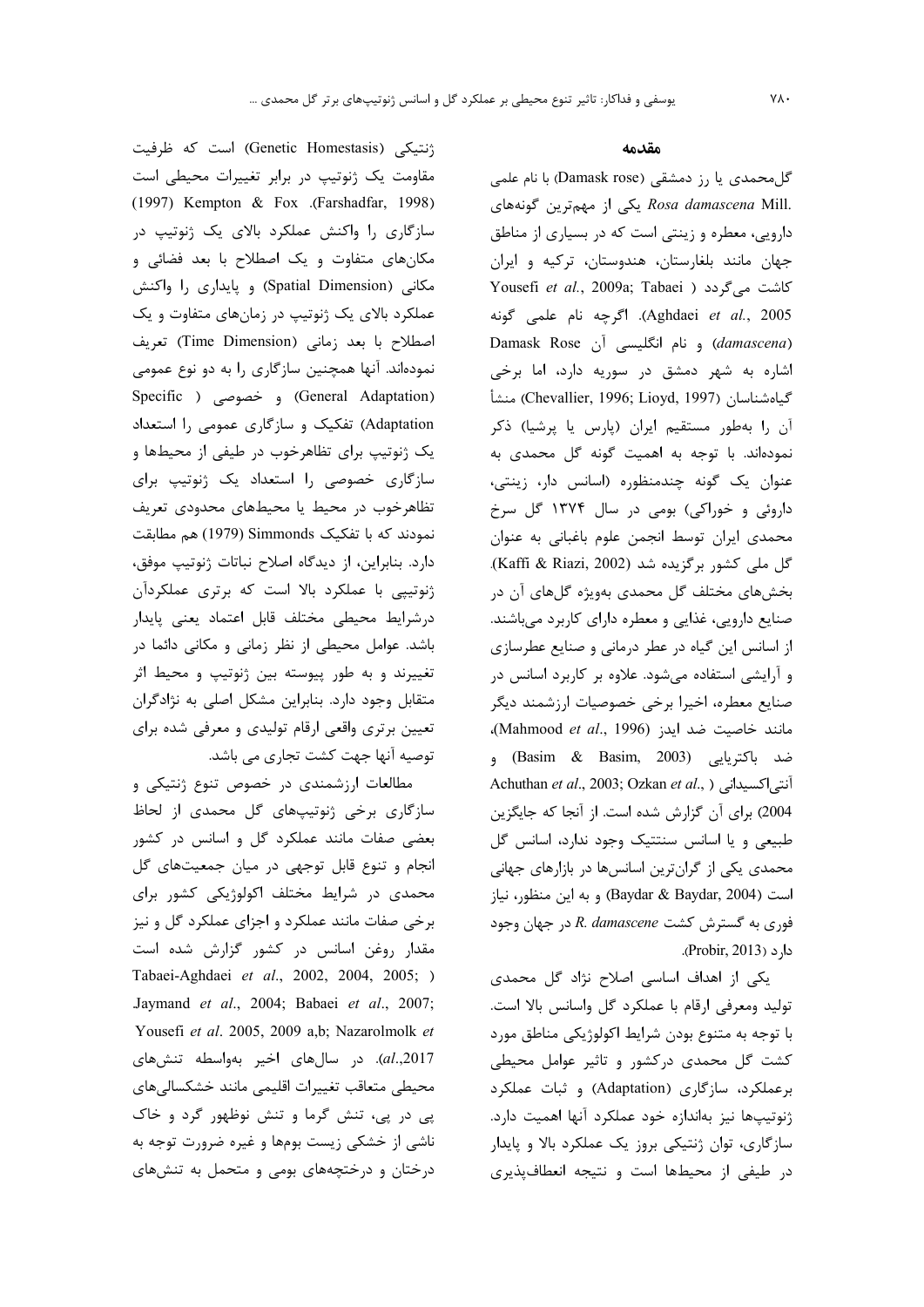## مقدمه

گل‌محمدی یا رز دمشقی (Damask rose) با نام علمی *Rosa damascena* Mill. یکی از مهم‌ترین گونه‌های دارویی، معطره و زینتی است که در بسیاری از مناطق جهان مانند بلغارستان، هندوستان، ترکیه و ایران کاشت می‌گردد (Yousefi *et al.*, 2009a; Tabaei Aghdaei *et al.*, 2005). اگرچه نام علمی گونه (*damascena*) و نام انگلیسی آن Damask Rose اشاره به شهر دمشق در سوریه دارد، اما برخی گیاهشناسان (Chevallier, 1996; Lioyd, 1997) منشأ آن را به‌طور مستقیم ایران (پارس یا پرشیا) ذکر نموده‌اند. با توجه به اهمیت گونه گل محمدی به عنوان یک گونه چندمنظوره (اسانس دار، زینتی، داروئی و خوراکی) بومی در سال ۱۳۷۴ گل سرخ محمدی ایران توسط انجمن علوم باغبانی به عنوان گل ملی کشور برگزیده شد (Kaffi & Riazi, 2002). بخش‌های مختلف گل محمدی به‌ویژه گل‌های آن در صنایع دارویی، غذایی و معطره دارای کاربرد می‌باشند. از اسانس این گیاه در عطر درمانی و صنایع عطرسازی و آرایشی استفاده می‌شود. علاوه بر کاربرد اسانس در صنایع معطره، اخیرا برخی خصوصیات ارزشمند دیگر مانند خاصیت ضد ایدز (Mahmood *et al.*, 1996)، ضد باکتریایی (Basim & Basim, 2003) و آنتی‌اکسیدانی (Achuthan *et al.*, 2003; Ozkan *et al.*, 2004) برای آن گزارش شده است. از آنجا که جایگزین طبیعی و یا اسانس سنتتیک وجود ندارد، اسانس گل محمدی یکی از گران‌ترین اسانس‌ها در بازارهای جهانی است (Baydar & Baydar, 2004) و به این منظور، نیاز فوری به گسترش کشت *R. damascene* در جهان وجود دارد (Probir, 2013).

یکی از اهداف اساسی اصلاح نژاد گل محمدی تولید ومعرفی ارقام با عملکرد گل واسانس بالا است. با توجه به متنوع بودن شرایط اکولوژیکی مناطق مورد کشت گل محمدی درکشور و تاثیر عوامل محیطی برعملکرد، سازگاری (Adaptation) و ثبات عملکرد ژنوتیپ‌ها نیز به‌اندازه خود عملکرد آنها اهمیت دارد. سازگاری، توان ژنتیکی بروز یک عملکرد بالا و پایدار در طیفی از محیط‌ها است و نتیجه انعطاف‌پذیری ژنتیکی (Genetic Homestasis) است که ظرفیت مقاومت یک ژنوتیپ در برابر تغییرات محیطی است (Farshadfar, 1998). Kempton & Fox (1997) سازگاری را واکنش عملکرد بالای یک ژنوتیپ در مکان‌های متفاوت و یک اصطلاح با بعد فضائی و مکانی (Spatial Dimension) و پایداری را واکنش عملکرد بالای یک ژنوتیپ در زمان‌های متفاوت و یک اصطلاح با بعد زمانی (Time Dimension) تعریف نموده‌اند. آنها همچنین سازگاری را به دو نوع عمومی (General Adaptation) و خصوصی (Specific Adaptation) تفکیک و سازگاری عمومی را استعداد یک ژنوتیپ برای تظاهرخوب در طیفی از محیط‌ها و سازگاری خصوصی را استعداد یک ژنوتیپ برای تظاهرخوب در محیط یا محیط‌های محدودی تعریف نمودند که با تفکیک Simmonds (1979) هم مطابقت دارد. بنابراین، از دیدگاه اصلاح نباتات ژنوتیپ موفق، ژنوتیپی با عملکرد بالا است که برتری عملکردآن درشرایط محیطی مختلف قابل اعتماد یعنی پایدار باشد. عوامل محیطی از نظر زمانی و مکانی دائما در تغییرند و به طور پیوسته بین ژنوتیپ و محیط اثر متقابل وجود دارد. بنابراین مشکل اصلی به نژادگران تعیین برتری واقعی ارقام تولیدی و معرفی شده برای توصیه آنها جهت کشت تجاری می باشد.

مطالعات ارزشمندی در خصوص تنوع ژنتیکی و سازگاری برخی ژنوتیپ‌های گل محمدی از لحاظ بعضی صفات مانند عملکرد گل و اسانس در کشور انجام و تنوع قابل توجهی در میان جمعیت‌های گل محمدی در شرایط مختلف اکولوژیکی کشور برای برخی صفات مانند عملکرد و اجزای عملکرد گل و نیز مقدار روغن اسانس در کشور گزارش شده است (Tabaei-Aghdaei *et al.*, 2002, 2004, 2005; Jaymand *et al.*, 2004; Babaei *et al.*, 2007; Yousefi *et al.* 2005, 2009 a,b; Nazarolmolk *et al.*,2017). در سال‌های اخیر به‌واسطه تنش‌های محیطی متعاقب تغییرات اقلیمی مانند خشکسالی‌های پی در پی، تنش گرما و تنش نوظهور گرد و خاک ناشی از خشکی زیست بوم‌ها و غیره ضرورت توجه به درختان و درختچه‌های بومی و متحمل به تنش‌های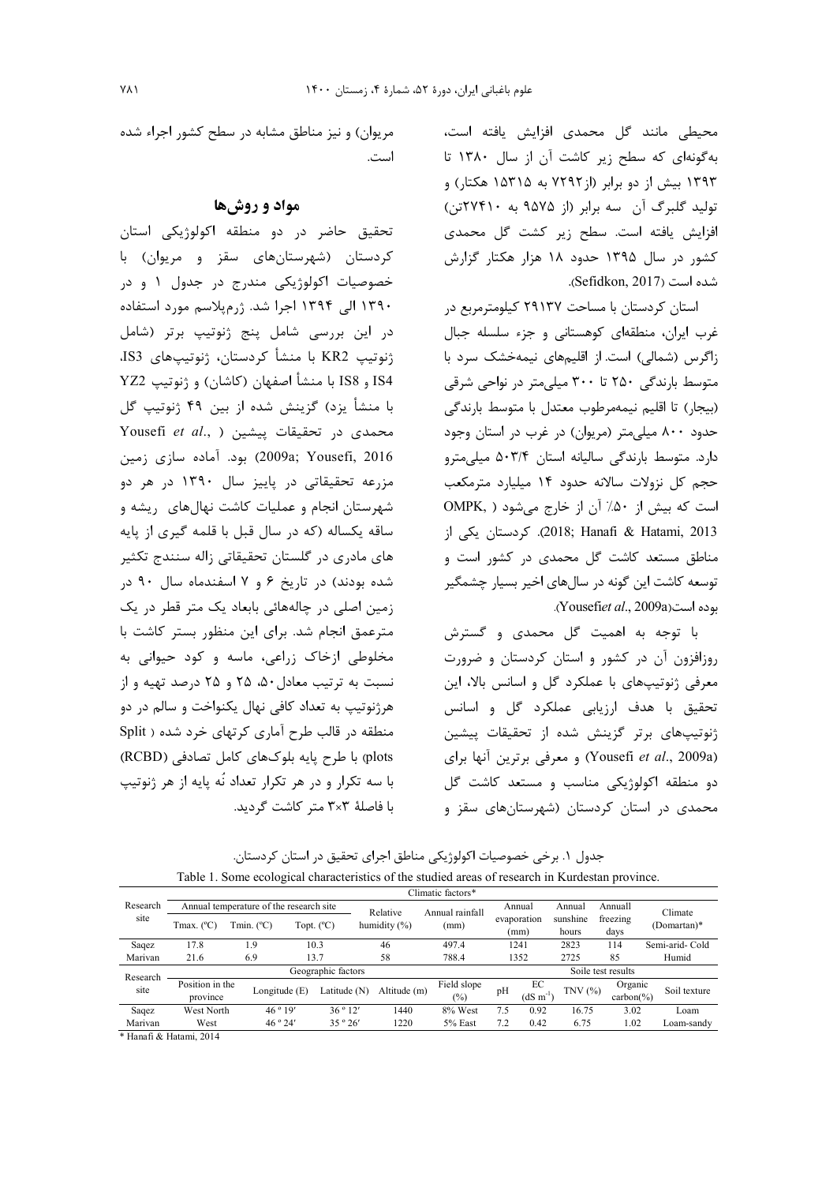محیطی مانند گل محمدی افزایش یافته است، به‌گونه‌ای که سطح زیر کاشت آن از سال ۱۳۸۰ تا ۱۳۹۳ بیش از دو برابر (از۷۲۹۲ به ۱۵۳۱۵ هکتار) و تولید گلبرگ آن سه برابر (از ۹۵۷۵ به ۲۷۴۱۰تن) افزایش یافته است. سطح زیر کشت گل محمدی کشور در سال ۱۳۹۵ حدود ۱۸ هزار هکتار گزارش شده است (Sefidkon, 2017).

استان کردستان با مساحت ۲۹۱۳۷ کیلومترمربع در غرب ایران، منطقه‌ای کوهستانی و جزء سلسله جبال زاگرس (شمالی) است. از اقلیم‌های نیمه‌خشک سرد با متوسط بارندگی ۲۵۰ تا ۳۰۰ میلی‌متر در نواحی شرقی (بیجار) تا اقلیم نیمه‌مرطوب معتدل با متوسط بارندگی حدود ۸۰۰ میلی‌متر (مریوان) در غرب در استان وجود دارد. متوسط بارندگی سالیانه استان ۵۰۳/۴ میلی‌مترو حجم کل نزولات سالانه حدود ۱۴ میلیارد مترمکعب است که بیش از ۵۰٪ آن از خارج می‌شود ( OMPK, 2018; Hanafi & Hatami, 2013). کردستان یکی از مناطق مستعد کاشت گل محمدی در کشور است و توسعه کاشت این گونه در سال‌های اخیر بسیار چشمگیر بوده است(Yousefi*et al*., 2009a).

با توجه به اهمیت گل محمدی و گسترش روزافزون آن در کشور و استان کردستان و ضرورت معرفی ژنوتیپ‌های با عملکرد گل و اسانس بالا، این تحقیق با هدف ارزیابی عملکرد گل و اسانس ژنوتیپ‌های برتر گزینش شده از تحقیقات پیشین (Yousefi *et al*., 2009a) و معرفی برترین آنها برای دو منطقه اکولوژیکی مناسب و مستعد کاشت گل محمدی در استان کردستان (شهرستان‌های سقز و مریوان) و نیز مناطق مشابه در سطح کشور اجراء شده است.

## مواد و روش‌ها

تحقیق حاضر در دو منطقه اکولوژیکی استان کردستان (شهرستان‌های سقز و مریوان) با خصوصیات اکولوژیکی مندرج در جدول ۱ و در ۱۳۹۰ الی ۱۳۹۴ اجرا شد. ژرم‌پلاسم مورد استفاده در این بررسی شامل پنج ژنوتیپ برتر (شامل ژنوتیپ KR2 با منشأ کردستان، ژنوتیپ‌های IS3، IS4 و IS8 با منشأ اصفهان (کاشان) و ژنوتیپ YZ2 با منشأ یزد) گزینش شده از بین ۴۹ ژنوتیپ گل محمدی در تحقیقات پیشین ( Yousefi *et al*., 2009a; Yousefi, 2016) بود. آماده سازی زمین مزرعه تحقیقاتی در پاییز سال ۱۳۹۰ در هر دو شهرستان انجام و عملیات کاشت نهال‌های ریشه و ساقه یکساله (که در سال قبل با قلمه گیری از پایه های مادری در گلستان تحقیقاتی زاله سنندج تکثیر شده بودند) در تاریخ ۶ و ۷ اسفندماه سال ۹۰ در زمین اصلی در چاله‌هائی بابعاد یک متر قطر در یک مترعمق انجام شد. برای این منظور بستر کاشت با مخلوطی ازخاک زراعی، ماسه و کود حیوانی به نسبت به ترتیب معادل۵۰، ۲۵ و ۲۵ درصد تهیه و از هرژنوتیپ به تعداد کافی نهال یکنواخت و سالم در دو منطقه در قالب طرح آماری کرتهای خرد شده ( Split plots) با طرح پایه بلوک‌های کامل تصادفی (RCBD) با سه تکرار و در هر تکرار تعداد نُه پایه از هر ژنوتیپ با فاصلهٔ ۳×۳ متر کاشت گردید.

جدول ۱. برخی خصوصیات اکولوژیکی مناطق اجرای تحقیق در استان کردستان.

Table 1. Some ecological characteristics of the studied areas of research in Kurdestan province.

| Research site | Climatic factors* | | | | | | | | | |
|---|---|---|---|---|---|---|---|---|---|---|
| | Annual temperature of the research site | | | Relative humidity (%) | Annual rainfall (mm) | Annual evaporation (mm) | | Annual sunshine hours | Annuall freezing days | Climate (Domartan)* |
| | Tmax. (ºC) | Tmin. (ºC) | Topt. (ºC) | | | | | | | |
| Saqez | 17.8 | 1.9 | 10.3 | 46 | 497.4 | 1241 | | 2823 | 114 | Semi-arid- Cold |
| Marivan | 21.6 | 6.9 | 13.7 | 58 | 788.4 | 1352 | | 2725 | 85 | Humid |
| Research site | Geographic factors | | | | | Soile test results | | | | |
| | Position in the province | Longitude (E) | Latitude (N) | Altitude (m) | Field slope (%) | pH | EC (dS $m^{-1}$) | TNV (%) | Organic carbon(%) | Soil texture |
| Saqez | West North | 46 º 19′ | 36 º 12′ | 1440 | 8% West | 7.5 | 0.92 | 16.75 | 3.02 | Loam |
| Marivan | West | 46 º 24′ | 35 º 26′ | 1220 | 5% East | 7.2 | 0.42 | 6.75 | 1.02 | Loam-sandy |

\* Hanafi & Hatami, 2014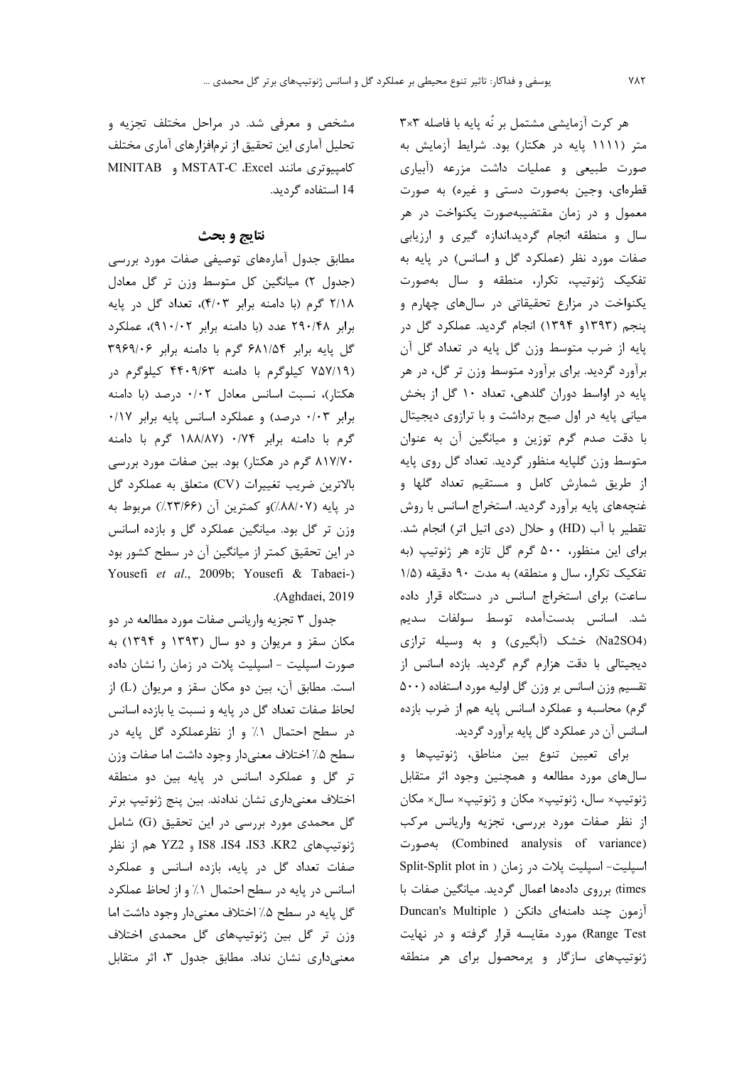هر کرت آزمایشی مشتمل بر نُه پایه با فاصله ۳×۳ متر (۱۱۱۱ پایه در هکتار) بود. شرایط آزمایش به صورت طبیعی و عملیات داشت مزرعه (آبیاری قطره‌ای، وجین به‌صورت دستی و غیره) به صورت معمول و در زمان مقتضی‌به‌صورت یکنواخت در هر سال و منطقه انجام گردید.اندازه گیری و ارزیابی صفات مورد نظر (عملکرد گل و اسانس) در پایه به تفکیک ژنوتیپ، تکرار، منطقه و سال به‌صورت یکنواخت در مزارع تحقیقاتی در سال‌های چهارم و پنجم (۱۳۹۳و ۱۳۹۴) انجام گردید. عملکرد گل در پایه از ضرب متوسط وزن گل پایه در تعداد گل آن برآورد گردید. برای برآورد متوسط وزن تر گل، در هر پایه در اواسط دوران گلدهی، تعداد ۱۰ گل از بخش میانی پایه در اول صبح برداشت و با ترازوی دیجیتال با دقت صدم گرم توزین و میانگین آن به عنوان متوسط وزن گلپایه منظور گردید. تعداد گل روی پایه از طریق شمارش کامل و مستقیم تعداد گلها و غنچه‌های پایه برآورد گردید. استخراج اسانس با روش تقطیر با آب (HD) و حلال (دی اتیل اتر) انجام شد. برای این منظور، ۵۰۰ گرم گل تازه هر ژنوتیپ (به تفکیک تکرار، سال و منطقه) به مدت ۹۰ دقیقه (۱/۵ ساعت) برای استخراج اسانس در دستگاه قرار داده شد. اسانس بدست‌آمده توسط سولفات سدیم ($Na_2SO_4$) خشک (آبگیری) و به وسیله ترازی دیجیتالی با دقت هزارم گرم گردید. بازده اسانس از تقسیم وزن اسانس بر وزن گل اولیه مورد استفاده (۵۰۰ گرم) محاسبه و عملکرد اسانس پایه هم از ضرب بازده اسانس آن در عملکرد گل پایه برآورد گردید.

برای تعیین تنوع بین مناطق، ژنوتیپ‌ها و سال‌های مورد مطالعه و همچنین وجود اثر متقابل ژنوتیپ× سال، ژنوتیپ× مکان و ژنوتیپ× سال× مکان از نظر صفات مورد بررسی، تجزیه واریانس مرکب (Combined analysis of variance) به‌صورت اسپلیت- اسپلیت پلات در زمان (Split-Split plot in times) برروی داده‌ها اعمال گردید. میانگین صفات با آزمون چند دامنه‌ای دانکن (Duncan's Multiple Range Test) مورد مقایسه قرار گرفته و در نهایت ژنوتیپ‌های سازگار و پرمحصول برای هر منطقه مشخص و معرفی شد. در مراحل مختلف تجزیه و تحلیل آماری این تحقیق از نرم‌افزارهای آماری مختلف کامپیوتری مانند Excel، MSTAT-C و MINITAB 14 استفاده گردید.

## نتایج و بحث

مطابق جدول آماره‌های توصیفی صفات مورد بررسی (جدول ۲) میانگین کل متوسط وزن تر گل معادل ۲/۱۸ گرم (با دامنه برابر ۴/۰۳)، تعداد گل در پایه برابر ۲۹۰/۴۸ عدد (با دامنه برابر ۹۱۰/۰۲)، عملکرد گل پایه برابر ۶۸۱/۵۴ گرم با دامنه برابر ۳۹۶۹/۰۶ (۷۵۷/۱۹ کیلوگرم با دامنه ۴۴۰۹/۶۳ کیلوگرم در هکتار)، نسبت اسانس معادل ۰/۰۲ درصد (با دامنه برابر ۰/۰۳ درصد) و عملکرد اسانس پایه برابر ۰/۱۷ گرم با دامنه برابر ۰/۷۴ (۱۸۸/۸۷ گرم با دامنه ۸۱۷/۷۰ گرم در هکتار) بود. بین صفات مورد بررسی بالاترین ضریب تغییرات (CV) متعلق به عملکرد گل در پایه (۸۸/۰۷٪)و کمترین آن (۲۳/۶۶٪) مربوط به وزن تر گل بود. میانگین عملکرد گل و بازده اسانس در این تحقیق کمتر از میانگین آن در سطح کشور بود (Yousefi *et al*., 2009b; Yousefi & Tabaei-Aghdaei, 2019).

جدول ۳ تجزیه واریانس صفات مورد مطالعه در دو مکان سقز و مریوان و دو سال (۱۳۹۳ و ۱۳۹۴) به صورت اسپلیت - اسپلیت پلات در زمان را نشان داده است. مطابق آن، بین دو مکان سقز و مریوان (L) از لحاظ صفات تعداد گل در پایه و نسبت یا بازده اسانس در سطح احتمال ۱٪ و از نظرعملکرد گل پایه در سطح ۵٪ اختلاف معنی‌دار وجود داشت اما صفات وزن تر گل و عملکرد اسانس در پایه بین دو منطقه اختلاف معنی‌داری نشان ندادند. بین پنج ژنوتیپ برتر گل محمدی مورد بررسی در این تحقیق (G) شامل ژنوتیپ‌های KR2، IS3، IS4، IS8 و YZ2 هم از نظر صفات تعداد گل در پایه، بازده اسانس و عملکرد اسانس در پایه در سطح احتمال ۱٪ و از لحاظ عملکرد گل پایه در سطح ۵٪ اختلاف معنی‌دار وجود داشت اما وزن تر گل بین ژنوتیپ‌های گل محمدی اختلاف معنی‌داری نشان نداد. مطابق جدول ۳، اثر متقابل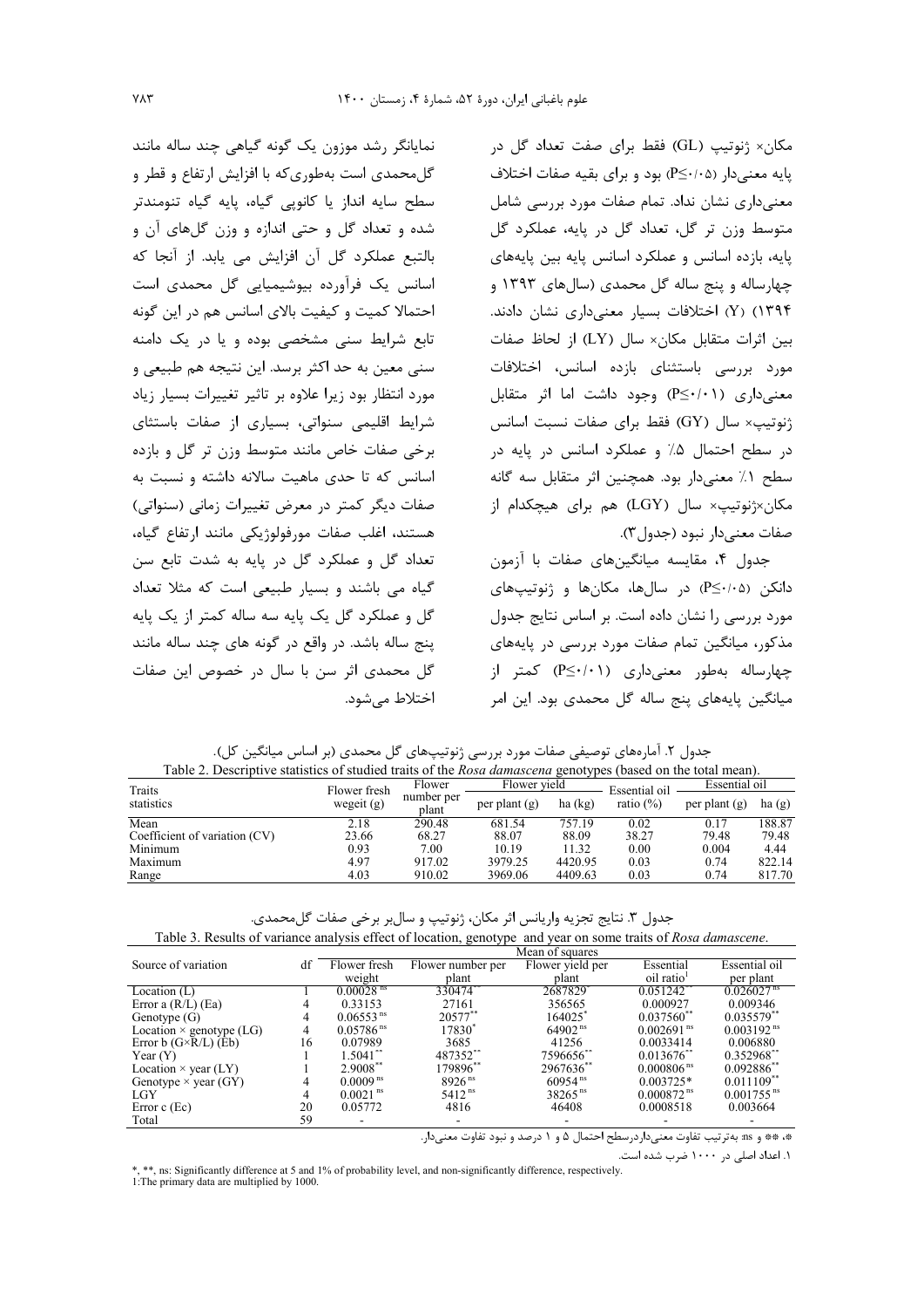مکان× ژنوتیپ (GL) فقط برای صفت تعداد گل در پایه معنی‌دار (P≤۰/۰۵) بود و برای بقیه صفات اختلاف معنی‌داری نشان نداد. تمام صفات مورد بررسی شامل متوسط وزن تر گل، تعداد گل در پایه، عملکرد گل پایه، بازده اسانس و عملکرد اسانس پایه بین پایه‌های چهارساله و پنج ساله گل محمدی (سال‌های ۱۳۹۳ و ۱۳۹۴) (Y) اختلافات بسیار معنی‌داری نشان دادند. بین اثرات متقابل مکان× سال (LY) از لحاظ صفات مورد بررسی باستثنای بازده اسانس، اختلافات معنی‌داری (P≤۰/۰۱) وجود داشت اما اثر متقابل ژنوتیپ× سال (GY) فقط برای صفات نسبت اسانس در سطح احتمال ۵٪ و عملکرد اسانس در پایه در سطح ۱٪ معنی‌دار بود. همچنین اثر متقابل سه گانه مکان×ژنوتیپ× سال (LGY) هم برای هیچکدام از صفات معنی‌دار نبود (جدول۳).

جدول ۴، مقایسه میانگین‌های صفات با آزمون دانکن (P≤۰/۰۵) در سال‌ها، مکان‌ها و ژنوتیپ‌های مورد بررسی را نشان داده است. بر اساس نتایج جدول مذکور، میانگین تمام صفات مورد بررسی در پایه‌های چهارساله به‌طور معنی‌داری (P≤۰/۰۱) کمتر از میانگین پایه‌های پنج ساله گل محمدی بود. این امر نمایانگر رشد موزون یک گونه گیاهی چند ساله مانند گل‌محمدی است به‌طوری‌که با افزایش ارتفاع و قطر و سطح سایه انداز یا کانوپی گیاه، پایه گیاه تنومندتر شده و تعداد گل و حتی اندازه و وزن گل‌های آن و بالتبع عملکرد گل آن افزایش می یابد. از آنجا که اسانس یک فرآورده بیوشیمیایی گل محمدی است احتمالا کمیت و کیفیت بالای اسانس هم در این گونه تابع شرایط سنی مشخصی بوده و یا در یک دامنه سنی معین به حد اکثر برسد. این نتیجه هم طبیعی و مورد انتظار بود زیرا علاوه بر تاثیر تغییرات بسیار زیاد شرایط اقلیمی سنواتی، بسیاری از صفات باستثنای برخی صفات خاص مانند متوسط وزن تر گل و بازده اسانس که تا حدی ماهیت سالانه داشته و نسبت به صفات دیگر کمتر در معرض تغییرات زمانی (سنواتی) هستند، اغلب صفات مورفولوژیکی مانند ارتفاع گیاه، تعداد گل و عملکرد گل در پایه به شدت تابع سن گیاه می باشند و بسیار طبیعی است که مثلا تعداد گل و عملکرد گل یک پایه سه ساله کمتر از یک پایه پنج ساله باشد. در واقع در گونه های چند ساله مانند گل محمدی اثر سن با سال در خصوص این صفات اختلاط می‌شود.

جدول ۲. آماره‌های توصیفی صفات مورد بررسی ژنوتیپ‌های گل محمدی (بر اساس میانگین کل).

Table 2. Descriptive statistics of studied traits of the *Rosa damascena* genotypes (based on the total mean).

| Traits statistics | Flower fresh wegeit (g) | Flower number per plant | Flower yield | | Essential oil ratio (%) | Essential oil | |
|---|---|---|---|---|---|---|---|
| | | | per plant (g) | ha (kg) | | per plant (g) | ha (g) |
| Mean | 2.18 | 290.48 | 681.54 | 757.19 | 0.02 | 0.17 | 188.87 |
| Coefficient of variation (CV) | 23.66 | 68.27 | 88.07 | 88.09 | 38.27 | 79.48 | 79.48 |
| Minimum | 0.93 | 7.00 | 10.19 | 11.32 | 0.00 | 0.004 | 4.44 |
| Maximum | 4.97 | 917.02 | 3979.25 | 4420.95 | 0.03 | 0.74 | 822.14 |
| Range | 4.03 | 910.02 | 3969.06 | 4409.63 | 0.03 | 0.74 | 817.70 |

جدول ۳. نتایج تجزیه واریانس اثر مکان، ژنوتیپ و سال‌بر برخی صفات گل‌محمدی.

Table 3. Results of variance analysis effect of location, genotype and year on some traits of *Rosa damascene*.

| Source of variation | df | Mean of squares | | | | |
|---|---|---|---|---|---|---|
| | | Flower fresh weight | Flower number per plant | Flower yield per plant | Essential oil ratio[1] | Essential oil per plant |
| Location (L) | 1 | 0.00028 ns | 330474** | 2687829* | 0.051242* | 0.026027 ns |
| Error a (R/L) (Ea) | 4 | 0.33153 | 27161 | 356565 | 0.000927 | 0.009346 |
| Genotype (G) | 4 | 0.06553 ns | 20577** | 164025* | 0.037560** | 0.035579** |
| Location × genotype (LG) | 4 | 0.05786 ns | 17830* | 64902 ns | 0.002691 ns | 0.003192 ns |
| Error b (G×R/L) (Eb) | 16 | 0.07989 | 3685 | 41256 | 0.0033414 | 0.006880 |
| Year (Y) | 1 | 1.5041** | 487352** | 7596656** | 0.013676** | 0.352968** |
| Location × year (LY) | 1 | 2.9008** | 179896** | 2967636** | 0.000806 ns | 0.092886** |
| Genotype × year (GY) | 4 | 0.0009 ns | 8926 ns | 60954 ns | 0.003725* | 0.011109** |
| LGY | 4 | 0.0021 ns | 5412 ns | 38265 ns | 0.000872 ns | 0.001755 ns |
| Error c (Ec) | 20 | 0.05772 | 4816 | 46408 | 0.0008518 | 0.003664 |
| Total | 59 | - | - | - | - | - |

*، ** و ns: به‌ترتیب تفاوت معنی‌داردرسطح احتمال ۵ و ۱ درصد و نبود تفاوت معنی‌دار.

۱. اعداد اصلی در ۱۰۰۰ ضرب شده است.

*, **, ns: Significantly difference at 5 and 1% of probability level, and non-significantly difference, respectively.

1:The primary data are multiplied by 1000.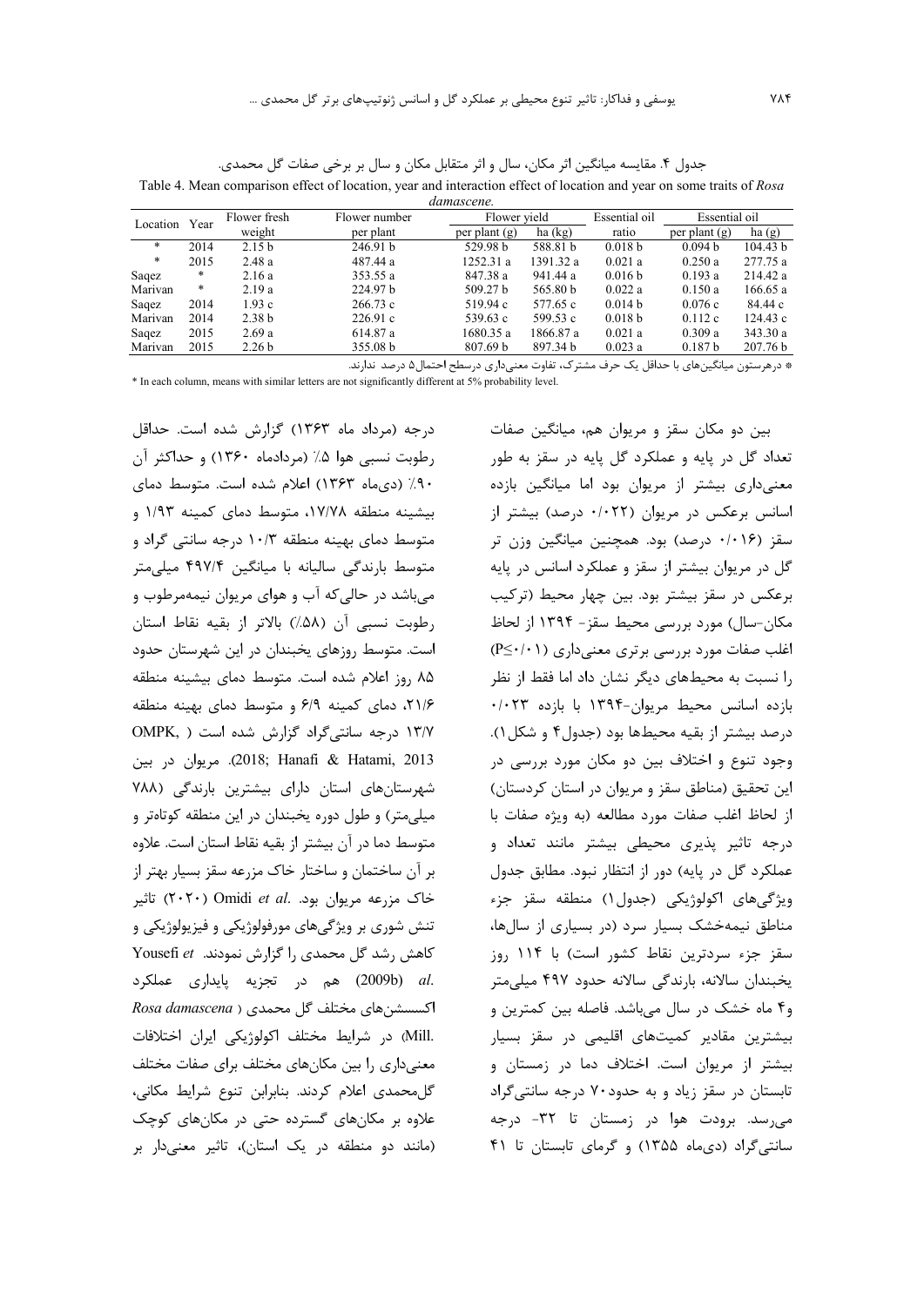جدول ۴. مقایسه میانگین اثر مکان، سال و اثر متقابل مکان و سال بر برخی صفات گل محمدی.

Table 4. Mean comparison effect of location, year and interaction effect of location and year on some traits of *Rosa damascene.*

| Location | Year | Flower fresh weight | Flower number per plant | Flower yield | | Essential oil ratio | Essential oil | |
|---|---|---|---|---|---|---|---|---|
| | | | | per plant (g) | ha (kg) | | per plant (g) | ha (g) |
| * | 2014 | 2.15 b | 246.91 b | 529.98 b | 588.81 b | 0.018 b | 0.094 b | 104.43 b |
| * | 2015 | 2.48 a | 487.44 a | 1252.31 a | 1391.32 a | 0.021 a | 0.250 a | 277.75 a |
| Saqez | * | 2.16 a | 353.55 a | 847.38 a | 941.44 a | 0.016 b | 0.193 a | 214.42 a |
| Marivan | * | 2.19 a | 224.97 b | 509.27 b | 565.80 b | 0.022 a | 0.150 a | 166.65 a |
| Saqez | 2014 | 1.93 c | 266.73 c | 519.94 c | 577.65 c | 0.014 b | 0.076 c | 84.44 c |
| Marivan | 2014 | 2.38 b | 226.91 c | 539.63 c | 599.53 c | 0.018 b | 0.112 c | 124.43 c |
| Saqez | 2015 | 2.69 a | 614.87 a | 1680.35 a | 1866.87 a | 0.021 a | 0.309 a | 343.30 a |
| Marivan | 2015 | 2.26 b | 355.08 b | 807.69 b | 897.34 b | 0.023 a | 0.187 b | 207.76 b |

* درهرستون میانگین‌های با حداقل یک حرف مشترک، تفاوت معنی‌داری درسطح احتمال۵ درصد ندارند.

* In each column, means with similar letters are not significantly different at 5% probability level.

بین دو مکان سقز و مریوان هم، میانگین صفات تعداد گل در پایه و عملکرد گل پایه در سقز به طور معنی‌داری بیشتر از مریوان بود اما میانگین بازده اسانس برعکس در مریوان (۰/۰۲۲ درصد) بیشتر از سقز (۰/۰۱۶ درصد) بود. همچنین میانگین وزن تر گل در مریوان بیشتر از سقز و عملکرد اسانس در پایه برعکس در سقز بیشتر بود. بین چهار محیط (ترکیب مکان-سال) مورد بررسی محیط سقز- ۱۳۹۴ از لحاظ اغلب صفات مورد بررسی برتری معنی‌داری (P≤۰/۰۱) را نسبت به محیط‌های دیگر نشان داد اما فقط از نظر بازده اسانس محیط مریوان-۱۳۹۴ با بازده ۰/۰۲۳ درصد بیشتر از بقیه محیط‌ها بود (جدول۴ و شکل۱). وجود تنوع و اختلاف بین دو مکان مورد بررسی در این تحقیق (مناطق سقز و مریوان در استان کردستان) از لحاظ اغلب صفات مورد مطالعه (به ویژه صفات با درجه تاثیر پذیری محیطی بیشتر مانند تعداد و عملکرد گل در پایه) دور از انتظار نبود. مطابق جدول ویژگی‌های اکولوژیکی (جدول۱) منطقه سقز جزء مناطق نیمه‌خشک بسیار سرد (در بسیاری از سال‌ها، سقز جزء سردترین نقاط کشور است) با ۱۱۴ روز یخبندان سالانه، بارندگی سالانه حدود ۴۹۷ میلی‌متر و۴ ماه خشک در سال می‌باشد. فاصله بین کمترین و بیشترین مقادیر کمیت‌های اقلیمی در سقز بسیار بیشتر از مریوان است. اختلاف دما در زمستان و تابستان در سقز زیاد و به حدود۷۰ درجه سانتی‌گراد می‌رسد. برودت هوا در زمستان تا ۳۲- درجه سانتی‌گراد (دی‌ماه ۱۳۵۵) و گرمای تابستان تا ۴۱ درجه (مرداد ماه ۱۳۶۳) گزارش شده است. حداقل رطوبت نسبی هوا ۵٪ (مردادماه ۱۳۶۰) و حداکثر آن ۹۰٪ (دی‌ماه ۱۳۶۳) اعلام شده است. متوسط دمای بیشینه منطقه ۱۷/۷۸، متوسط دمای کمینه ۱/۹۳ و متوسط دمای بهینه منطقه ۱۰/۳ درجه سانتی گراد و متوسط بارندگی سالیانه با میانگین ۴۹۷/۴ میلی‌متر می‌باشد در حالی‌که آب و هوای مریوان نیمه‌مرطوب و رطوبت نسبی آن (۵۸٪) بالاتر از بقیه نقاط استان است. متوسط روزهای یخبندان در این شهرستان حدود ۸۵ روز اعلام شده است. متوسط دمای بیشینه منطقه ۲۱/۶، دمای کمینه ۶/۹ و متوسط دمای بهینه منطقه ۱۳/۷ درجه سانتی‌گراد گزارش شده است (OMPK, 2018; Hanafi & Hatami, 2013). مریوان در بین شهرستان‌های استان دارای بیشترین بارندگی (۷۸۸ میلی‌متر) و طول دوره یخبندان در این منطقه کوتاه‌تر و متوسط دما در آن بیشتر از بقیه نقاط استان است. علاوه بر آن ساختمان و ساختار خاک مزرعه سقز بسیار بهتر از خاک مزرعه مریوان بود. Omidi *et al.* (۲۰۲۰) تاثیر تنش شوری بر ویژگی‌های مورفولوژیکی و فیزیولوژیکی و کاهش رشد گل محمدی را گزارش نمودند. Yousefi *et al.* (2009b) هم در تجزیه پایداری عملکرد اکسسشن‌های مختلف گل محمدی (*Rosa damascena* Mill.) در شرایط مختلف اکولوژیکی ایران اختلافات معنی‌داری را بین مکان‌های مختلف برای صفات مختلف گل‌محمدی اعلام کردند. بنابراین تنوع شرایط مکانی، علاوه بر مکان‌های گسترده حتی در مکان‌های کوچک (مانند دو منطقه در یک استان)، تاثیر معنی‌دار بر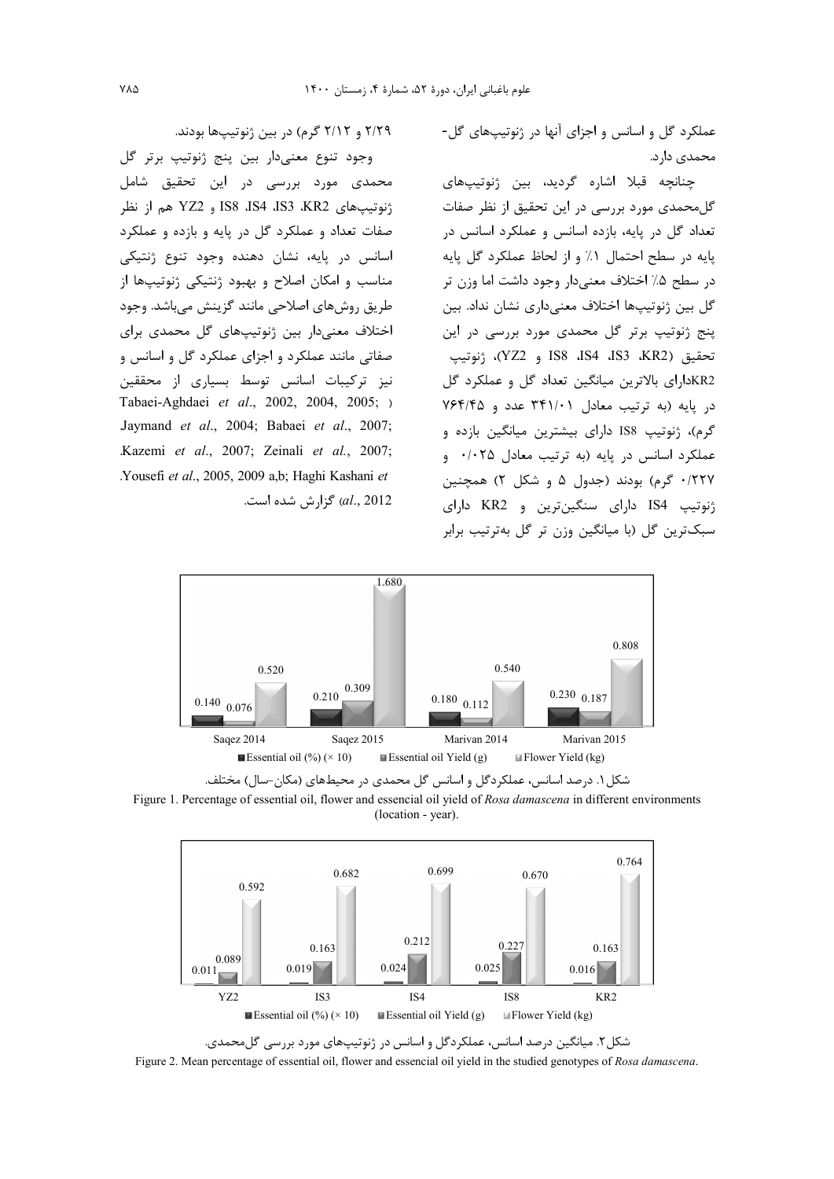عملکرد گل و اسانس و اجزای آنها در ژنوتیپ‌های گل‌-محمدی دارد.

چنانچه قبلا اشاره گردید، بین ژنوتیپ‌های گل‌محمدی مورد بررسی در این تحقیق از نظر صفات تعداد گل در پایه، بازده اسانس و عملکرد اسانس در پایه در سطح احتمال ۱٪ و از لحاظ عملکرد گل پایه در سطح ۵٪ اختلاف معنی‌دار وجود داشت اما وزن تر گل بین ژنوتیپ‌ها اختلاف معنی‌داری نشان نداد. بین پنج ژنوتیپ برتر گل محمدی مورد بررسی در این تحقیق (KR2، IS3، IS4، IS8 و YZ2)، ژنوتیپ KR2دارای بالاترین میانگین تعداد گل و عملکرد گل در پایه (به ترتیب معادل ۳۴۱/۰۱ عدد و ۷۶۴/۴۵ گرم)، ژنوتیپ IS8 دارای بیشترین میانگین بازده و عملکرد اسانس در پایه (به ترتیب معادل ۰/۰۲۵ و ۰/۲۲۷ گرم) بودند (جدول ۵ و شکل ۲) همچنین ژنوتیپ IS4 دارای سنگین‌ترین و KR2 دارای سبک‌ترین گل (با میانگین وزن تر گل به‌ترتیب برابر ۲/۲۹ و ۲/۱۲ گرم) در بین ژنوتیپ‌ها بودند.

وجود تنوع معنی‌دار بین پنج ژنوتیپ برتر گل محمدی مورد بررسی در این تحقیق شامل ژنوتیپ‌های KR2، IS3، IS4، IS8 و YZ2 هم از نظر صفات تعداد و عملکرد گل در پایه و بازده و عملکرد اسانس در پایه، نشان دهنده وجود تنوع ژنتیکی مناسب و امکان اصلاح و بهبود ژنتیکی ژنوتیپ‌ها از طریق روش‌های اصلاحی مانند گزینش می‌باشد. وجود اختلاف معنی‌دار بین ژنوتیپ‌های گل محمدی برای صفاتی مانند عملکرد و اجزای عملکرد گل و اسانس و نیز ترکیبات اسانس توسط بسیاری از محققین (Tabaei-Aghdaei *et al*., 2002, 2004, 2005; Jaymand *et al*., 2004; Babaei *et al*., 2007; Kazemi *et al*., 2007; Zeinali *et al*., 2007; Yousefi *et al*., 2005, 2009 a,b; Haghi Kashani *et al*., 2012) گزارش شده است.

| | Saqez 2014 | Saqez 2015 | Marivan 2014 | Marivan 2015 |
|---|---|---|---|---|
| Essential oil (%) (× 10) | 0.140 | 0.210 | 0.180 | 0.230 |
| Essential oil Yield (g) | 0.076 | 0.309 | 0.112 | 0.187 |
| Flower Yield (kg) | 0.520 | 1.680 | 0.540 | 0.808 |

شکل ۱. درصد اسانس، عملکردگل و اسانس گل محمدی در محیط‌های (مکان-سال) مختلف.

Figure 1. Percentage of essential oil, flower and essencial oil yield of *Rosa damascena* in different environments (location - year).

| | YZ2 | IS3 | IS4 | IS8 | KR2 |
|---|---|---|---|---|---|
| Essential oil (%) (× 10) | 0.011 | 0.019 | 0.024 | 0.025 | 0.016 |
| Essential oil Yield (g) | 0.089 | 0.163 | 0.212 | 0.227 | 0.163 |
| Flower Yield (kg) | 0.592 | 0.682 | 0.699 | 0.670 | 0.764 |

شکل ۲. میانگین درصد اسانس، عملکردگل و اسانس در ژنوتیپ‌های مورد بررسی گل‌محمدی.

Figure 2. Mean percentage of essential oil, flower and essencial oil yield in the studied genotypes of *Rosa damascena*.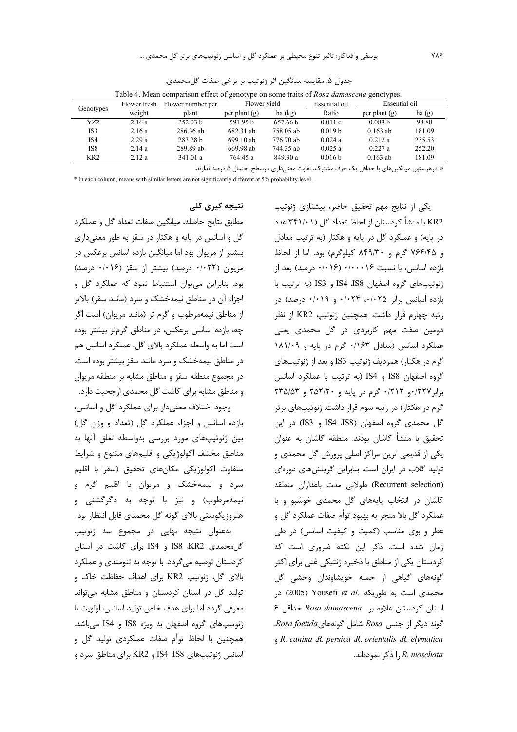جدول ۵. مقایسه میانگین اثر ژنوتیپ بر برخی صفات گل‌محمدی.

Table 4. Mean comparison effect of genotype on some traits of *Rosa damascena* genotypes.

| Genotypes | Flower fresh weight | Flower number per plant | Flower yield | | Essential oil Ratio | Essential oil | |
|---|---|---|---|---|---|---|---|
| | | | per plant (g) | ha (kg) | | per plant (g) | ha (g) |
| YZ2 | 2.16 a | 252.03 b | 591.95 b | 657.66 b | 0.011 c | 0.089 b | 98.88 |
| IS3 | 2.16 a | 286.36 ab | 682.31 ab | 758.05 ab | 0.019 b | 0.163 ab | 181.09 |
| IS4 | 2.29 a | 283.28 b | 699.10 ab | 776.70 ab | 0.024 a | 0.212 a | 235.53 |
| IS8 | 2.14 a | 289.89 ab | 669.98 ab | 744.35 ab | 0.025 a | 0.227 a | 252.20 |
| KR2 | 2.12 a | 341.01 a | 764.45 a | 849.30 a | 0.016 b | 0.163 ab | 181.09 |

* درهرستون میانگین‌های با حداقل یک حرف مشترک، تفاوت معنی‌داری درسطح احتمال ۵ درصد ندارند.

* In each column, means with similar letters are not significantly different at 5% probability level.

یکی از نتایج مهم تحقیق حاضر، پیشتازی ژنوتیپ KR2 با منشأ کردستان از لحاظ تعداد گل (۳۴۱/۰۱ عدد در پایه) و عملکرد گل در پایه و هکتار (به ترتیب معادل ۷۶۴/۴۵ گرم و ۸۴۹/۳۰ کیلوگرم) بود. اما از لحاظ بازده اسانس، با نسبت ۰/۰۰۰۱۶ (۰/۰۱۶ درصد) بعد از ژنوتیپ‌های گروه اصفهان IS8، IS4 و IS3 (به ترتیب با بازده اسانس برابر ۰/۰۲۵، ۰/۰۲۴ و ۰/۰۱۹ درصد) در رتبه چهارم قرار داشت. همچنین ژنوتیپ KR2 از نظر دومین صفت مهم کاربردی در گل محمدی یعنی عملکرد اسانس (معادل ۰/۱۶۳ گرم در پایه و ۱۸۱/۰۹ گرم در هکتار) همردیف ژنوتیپ IS3 و بعد از ژنوتیپ‌های گروه اصفهان IS8 و IS4 (به ترتیب با عملکرد اسانس برابر۰/۲۲۷و ۰/۲۱۲ گرم در پایه و ۲۵۲/۲۰ و ۲۳۵/۵۳ گرم در هکتار) در رتبه سوم قرار داشت. ژنوتیپ‌های برتر گل محمدی گروه اصفهان (IS8، IS4 و IS3) در این تحقیق با منشأ کاشان بودند. منطقه کاشان به عنوان یکی از قدیمی ترین مراکز اصلی پرورش گل محمدی و تولید گلاب در ایران است. بنابراین گزینش‌های دوره‌ای (Recurrent selection) طولانی مدت باغداران منطقه کاشان در انتخاب پایه‌های گل محمدی خوشبو و با عملکرد گل بالا منجر به بهبود توأم صفات عملکرد گل و عطر و بوی مناسب (کمیت و کیفیت اسانس) در طی زمان شده است. ذکر این نکته ضروری است که کردستان یکی از مناطق با ذخیره ژنتیکی غنی برای اکثر گونه‌های گیاهی از جمله خویشاوندان وحشی گل محمدی است به طوریکه Yousefi *et al.* (2005) در استان کردستان علاوه بر *Rosa damascena* حداقل ۶ گونه دیگر از جنس *Rosa* شامل گونه‌های *Rosa foetida*، *R. elymatica*، *R. orientalis*، *R. persica*، *R. canina* و *R. moschata* را ذکر نموده‌اند.

## نتیجه گیری کلی

مطابق نتایج حاصله، میانگین صفات تعداد گل و عملکرد گل و اسانس در پایه و هکتار در سقز به طور معنی‌داری بیشتر از مریوان بود اما میانگین بازده اسانس برعکس در مریوان (۰/۰۲۲ درصد) بیشتر از سقز (۰/۰۱۶ درصد) بود. بنابراین می‌توان استنباط نمود که عملکرد گل و اجزاء آن در مناطق نیمه‌خشک و سرد (مانند سقز) بالاتر از مناطق نیمه‌مرطوب و گرم تر (مانند مریوان) است اگر چه، بازده اسانس برعکس، در مناطق گرم‌تر بیشتر بوده است اما به واسطه عملکرد بالای گل، عملکرد اسانس هم در مناطق نیمه‌خشک و سرد مانند سقز بیشتر بوده است. در مجموع منطقه سقز و مناطق مشابه بر منطقه مریوان و مناطق مشابه برای کاشت گل محمدی ارجحیت دارد.

وجود اختلاف معنی‌دار برای عملکرد گل و اسانس، بازده اسانس و اجزاء عملکرد گل (تعداد و وزن گل) بین ژنوتیپ‌های مورد بررسی به‌واسطه تعلق آنها به مناطق مختلف اکولوژیکی و اقلیم‌های متنوع و شرایط متفاوت اکولوژیکی مکان‌های تحقیق (سقز با اقلیم سرد و نیمه‌خشک و مریوان با اقلیم گرم و نیمه‌مرطوب) و نیز با توجه به دگرگشنی و هتروزیگوستی بالای گونه گل محمدی قابل انتظار بود.

به‌عنوان نتیجه نهایی در مجموع سه ژنوتیپ گل‌محمدی KR2، IS8 و IS4 برای کاشت در استان کردستان توصیه می‌گردد. با توجه به تنومندی و عملکرد بالای گل، ژنوتیپ KR2 برای اهداف حفاظت خاک و تولید گل در استان کردستان و مناطق مشابه می‌تواند معرفی گردد اما برای هدف خاص تولید اسانس، اولویت با ژنوتیپ‌های گروه اصفهان به ویژه IS8 و IS4 می‌باشد. همچنین با لحاظ توأم صفات عملکردی تولید گل و اسانس ژنوتیپ‌های IS8، IS4 و KR2 برای مناطق سرد و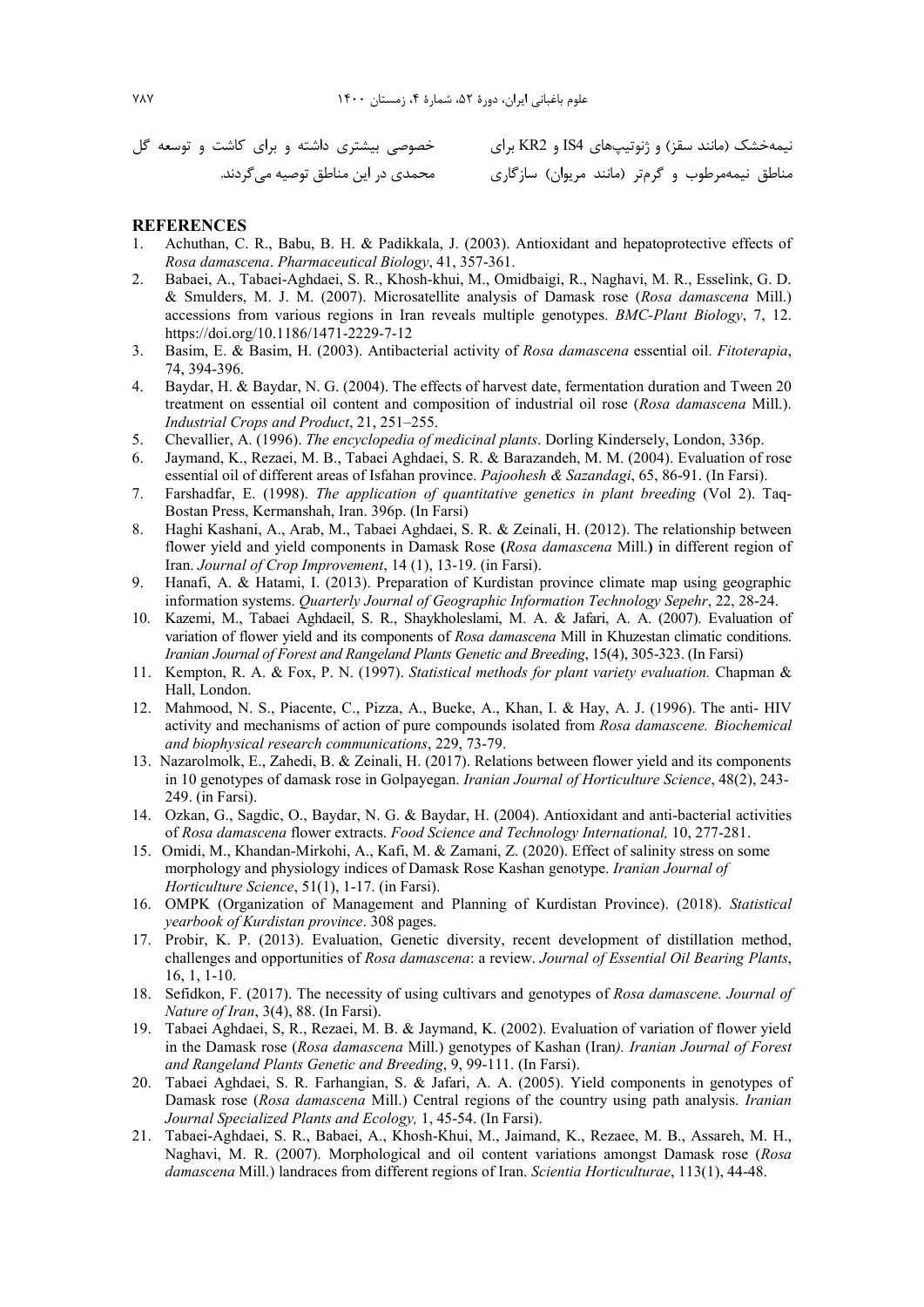نیمه‌خشک (مانند سقز) و ژنوتیپ‌های IS4 و KR2 برای مناطق نیمه‌مرطوب و گرم‌تر (مانند مریوان) سازگاری خصوصی بیشتری داشته و برای کاشت و توسعه گل محمدی در این مناطق توصیه می‌گردند.

## REFERENCES

1. Achuthan, C. R., Babu, B. H. & Padikkala, J. (2003). Antioxidant and hepatoprotective effects of *Rosa damascena*. *Pharmaceutical Biology*, 41, 357-361.
2. Babaei, A., Tabaei-Aghdaei, S. R., Khosh-khui, M., Omidbaigi, R., Naghavi, M. R., Esselink, G. D. & Smulders, M. J. M. (2007). Microsatellite analysis of Damask rose (*Rosa damascena* Mill.) accessions from various regions in Iran reveals multiple genotypes. *BMC-Plant Biology*, 7, 12. https://doi.org/10.1186/1471-2229-7-12
3. Basim, E. & Basim, H. (2003). Antibacterial activity of *Rosa damascena* essential oil. *Fitoterapia*, 74, 394-396.
4. Baydar, H. & Baydar, N. G. (2004). The effects of harvest date, fermentation duration and Tween 20 treatment on essential oil content and composition of industrial oil rose (*Rosa damascena* Mill.). *Industrial Crops and Product*, 21, 251–255.
5. Chevallier, A. (1996). *The encyclopedia of medicinal plants*. Dorling Kindersely, London, 336p.
6. Jaymand, K., Rezaei, M. B., Tabaei Aghdaei, S. R. & Barazandeh, M. M. (2004). Evaluation of rose essential oil of different areas of Isfahan province. *Pajoohesh & Sazandagi*, 65, 86-91. (In Farsi).
7. Farshadfar, E. (1998). *The application of quantitative genetics in plant breeding* (Vol 2). Taq-Bostan Press, Kermanshah, Iran. 396p. (In Farsi)
8. Haghi Kashani, A., Arab, M., Tabaei Aghdaei, S. R. & Zeinali, H. (2012). The relationship between flower yield and yield components in Damask Rose (*Rosa damascena* Mill.) in different region of Iran. *Journal of Crop Improvement*, 14 (1), 13-19. (in Farsi).
9. Hanafi, A. & Hatami, I. (2013). Preparation of Kurdistan province climate map using geographic information systems. *Quarterly Journal of Geographic Information Technology Sepehr*, 22, 28-24.
10. Kazemi, M., Tabaei Aghdaeil, S. R., Shaykholeslami, M. A. & Jafari, A. A. (2007). Evaluation of variation of flower yield and its components of *Rosa damascena* Mill in Khuzestan climatic conditions. *Iranian Journal of Forest and Rangeland Plants Genetic and Breeding*, 15(4), 305-323. (In Farsi)
11. Kempton, R. A. & Fox, P. N. (1997). *Statistical methods for plant variety evaluation.* Chapman & Hall, London.
12. Mahmood, N. S., Piacente, C., Pizza, A., Bueke, A., Khan, I. & Hay, A. J. (1996). The anti- HIV activity and mechanisms of action of pure compounds isolated from *Rosa damascene. Biochemical and biophysical research communications*, 229, 73-79.
13. Nazarolmolk, E., Zahedi, B. & Zeinali, H. (2017). Relations between flower yield and its components in 10 genotypes of damask rose in Golpayegan. *Iranian Journal of Horticulture Science*, 48(2), 243-249. (in Farsi).
14. Ozkan, G., Sagdic, O., Baydar, N. G. & Baydar, H. (2004). Antioxidant and anti-bacterial activities of *Rosa damascena* flower extracts. *Food Science and Technology International,* 10, 277-281.
15. Omidi, M., Khandan-Mirkohi, A., Kafi, M. & Zamani, Z. (2020). Effect of salinity stress on some morphology and physiology indices of Damask Rose Kashan genotype. *Iranian Journal of Horticulture Science*, 51(1), 1-17. (in Farsi).
16. OMPK (Organization of Management and Planning of Kurdistan Province). (2018). *Statistical yearbook of Kurdistan province*. 308 pages.
17. Probir, K. P. (2013). Evaluation, Genetic diversity, recent development of distillation method, challenges and opportunities of *Rosa damascena*: a review. *Journal of Essential Oil Bearing Plants*, 16, 1, 1-10.
18. Sefidkon, F. (2017). The necessity of using cultivars and genotypes of *Rosa damascene. Journal of Nature of Iran*, 3(4), 88. (In Farsi).
19. Tabaei Aghdaei, S, R., Rezaei, M. B. & Jaymand, K. (2002). Evaluation of variation of flower yield in the Damask rose (*Rosa damascena* Mill.) genotypes of Kashan (Iran*). Iranian Journal of Forest and Rangeland Plants Genetic and Breeding*, 9, 99-111. (In Farsi).
20. Tabaei Aghdaei, S. R. Farhangian, S. & Jafari, A. A. (2005). Yield components in genotypes of Damask rose (*Rosa damascena* Mill.) Central regions of the country using path analysis. *Iranian Journal Specialized Plants and Ecology,* 1, 45-54. (In Farsi).
21. Tabaei-Aghdaei, S. R., Babaei, A., Khosh-Khui, M., Jaimand, K., Rezaee, M. B., Assareh, M. H., Naghavi, M. R. (2007). Morphological and oil content variations amongst Damask rose (*Rosa damascena* Mill.) landraces from different regions of Iran. *Scientia Horticulturae*, 113(1), 44-48.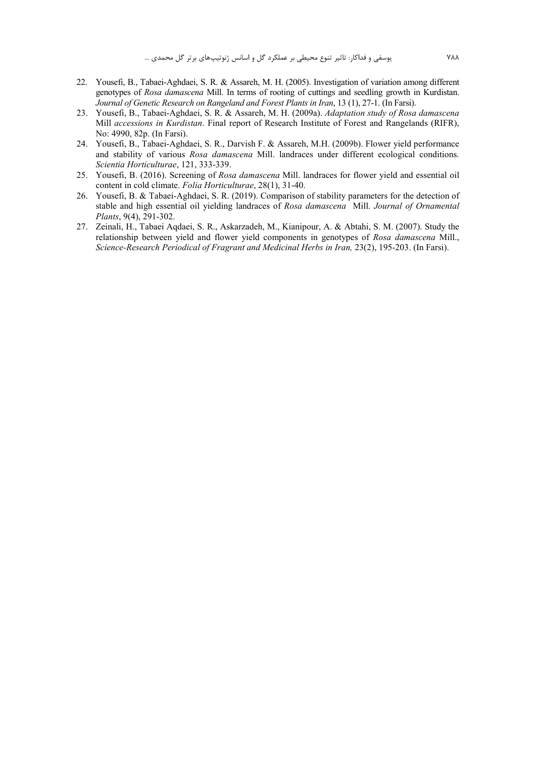22. Yousefi, B., Tabaei-Aghdaei, S. R. & Assareh, M. H. (2005). Investigation of variation among different genotypes of *Rosa damascena* Mill. In terms of rooting of cuttings and seedling growth in Kurdistan. *Journal of Genetic Research on Rangeland and Forest Plants in Iran*, 13 (1), 27-1. (In Farsi).
23. Yousefi, B., Tabaei-Aghdaei, S. R. & Assareh, M. H. (2009a). *Adaptation study of Rosa damascena* Mill *accessions in Kurdistan*. Final report of Research Institute of Forest and Rangelands (RIFR), No: 4990, 82p. (In Farsi).
24. Yousefi, B., Tabaei-Aghdaei, S. R., Darvish F. & Assareh, M.H. (2009b). Flower yield performance and stability of various *Rosa damascena* Mill. landraces under different ecological conditions. *Scientia Horticulturae*, 121, 333-339.
25. Yousefi, B. (2016). Screening of *Rosa damascena* Mill. landraces for flower yield and essential oil content in cold climate. *Folia Horticulturae*, 28(1), 31-40.
26. Yousefi, B. & Tabaei-Aghdaei, S. R. (2019). Comparison of stability parameters for the detection of stable and high essential oil yielding landraces of *Rosa damascena* Mill. *Journal of Ornamental Plants*, 9(4), 291-302.
27. Zeinali, H., Tabaei Aqdaei, S. R., Askarzadeh, M., Kianipour, A. & Abtahi, S. M. (2007). Study the relationship between yield and flower yield components in genotypes of *Rosa damascena* Mill., *Science-Research Periodical of Fragrant and Medicinal Herbs in Iran,* 23(2), 195-203. (In Farsi).